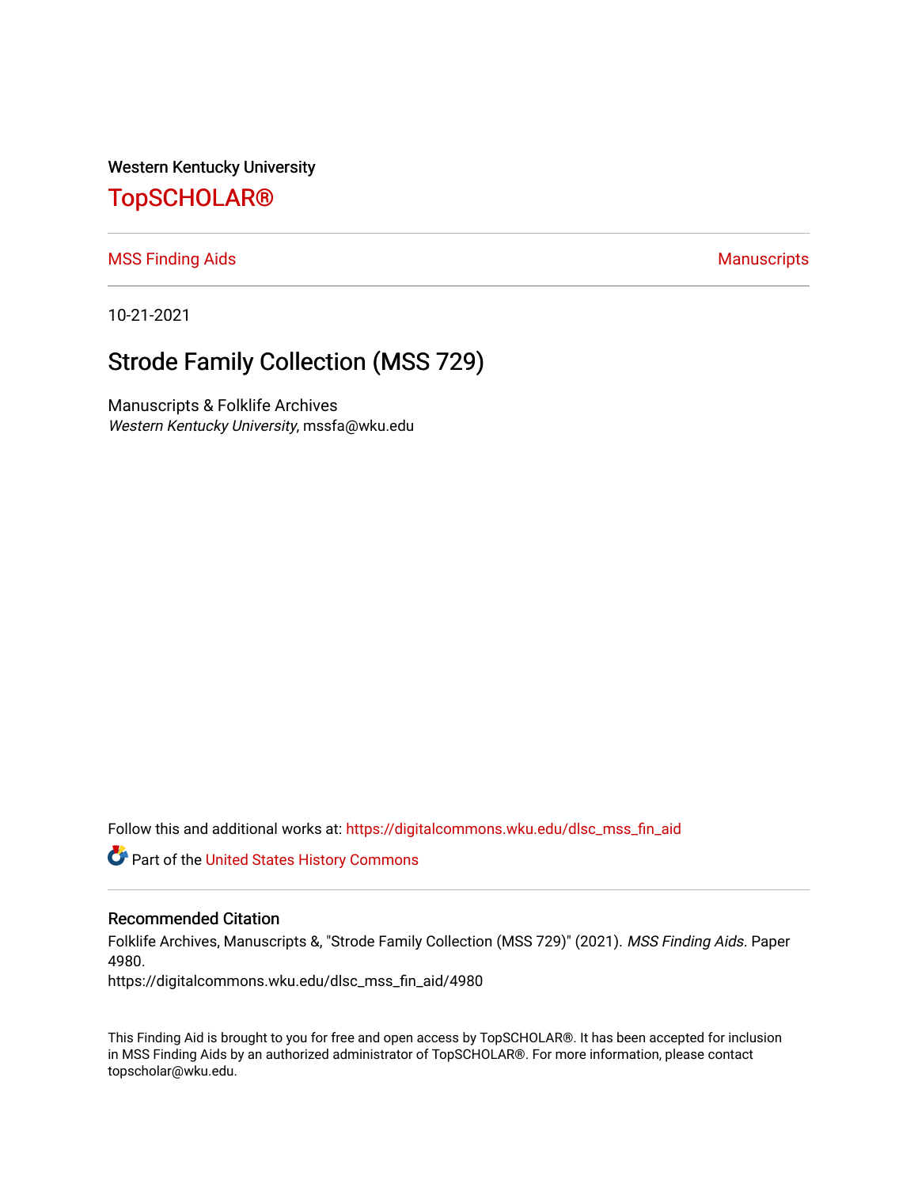Western Kentucky University

# TopSCHOLAR®

MSS Finding Aids | Manuscripts

10-21-2021

## Strode Family Collection (MSS 729)

Manuscripts & Folklife Archives
*Western Kentucky University*, mssfa@wku.edu

Follow this and additional works at: https://digitalcommons.wku.edu/dlsc_mss_fin_aid

Part of the United States History Commons

### Recommended Citation

Folklife Archives, Manuscripts &, "Strode Family Collection (MSS 729)" (2021). *MSS Finding Aids.* Paper 4980.
https://digitalcommons.wku.edu/dlsc_mss_fin_aid/4980

This Finding Aid is brought to you for free and open access by TopSCHOLAR®. It has been accepted for inclusion in MSS Finding Aids by an authorized administrator of TopSCHOLAR®. For more information, please contact topscholar@wku.edu.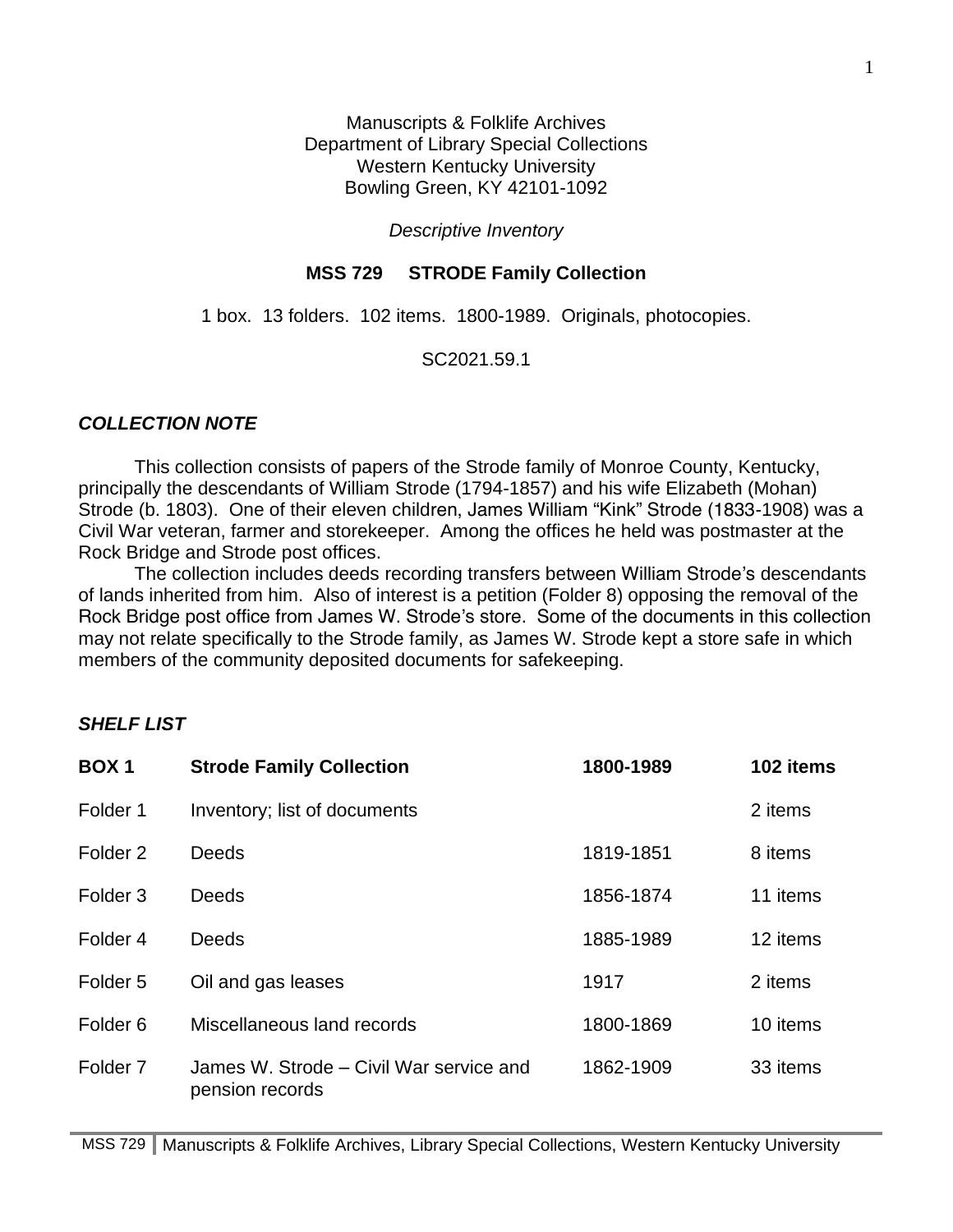Manuscripts & Folklife Archives
Department of Library Special Collections
Western Kentucky University
Bowling Green, KY 42101-1092

*Descriptive Inventory*

**MSS 729 STRODE Family Collection**

1 box. 13 folders. 102 items. 1800-1989. Originals, photocopies.

SC2021.59.1

### *COLLECTION NOTE*

This collection consists of papers of the Strode family of Monroe County, Kentucky, principally the descendants of William Strode (1794-1857) and his wife Elizabeth (Mohan) Strode (b. 1803). One of their eleven children, James William "Kink" Strode (1833-1908) was a Civil War veteran, farmer and storekeeper. Among the offices he held was postmaster at the Rock Bridge and Strode post offices.

The collection includes deeds recording transfers between William Strode's descendants of lands inherited from him. Also of interest is a petition (Folder 8) opposing the removal of the Rock Bridge post office from James W. Strode's store. Some of the documents in this collection may not relate specifically to the Strode family, as James W. Strode kept a store safe in which members of the community deposited documents for safekeeping.

### *SHELF LIST*

| **BOX 1** | **Strode Family Collection** | **1800-1989** | **102 items** |
|---|---|---|---|
| Folder 1 | Inventory; list of documents | | 2 items |
| Folder 2 | Deeds | 1819-1851 | 8 items |
| Folder 3 | Deeds | 1856-1874 | 11 items |
| Folder 4 | Deeds | 1885-1989 | 12 items |
| Folder 5 | Oil and gas leases | 1917 | 2 items |
| Folder 6 | Miscellaneous land records | 1800-1869 | 10 items |
| Folder 7 | James W. Strode – Civil War service and pension records | 1862-1909 | 33 items |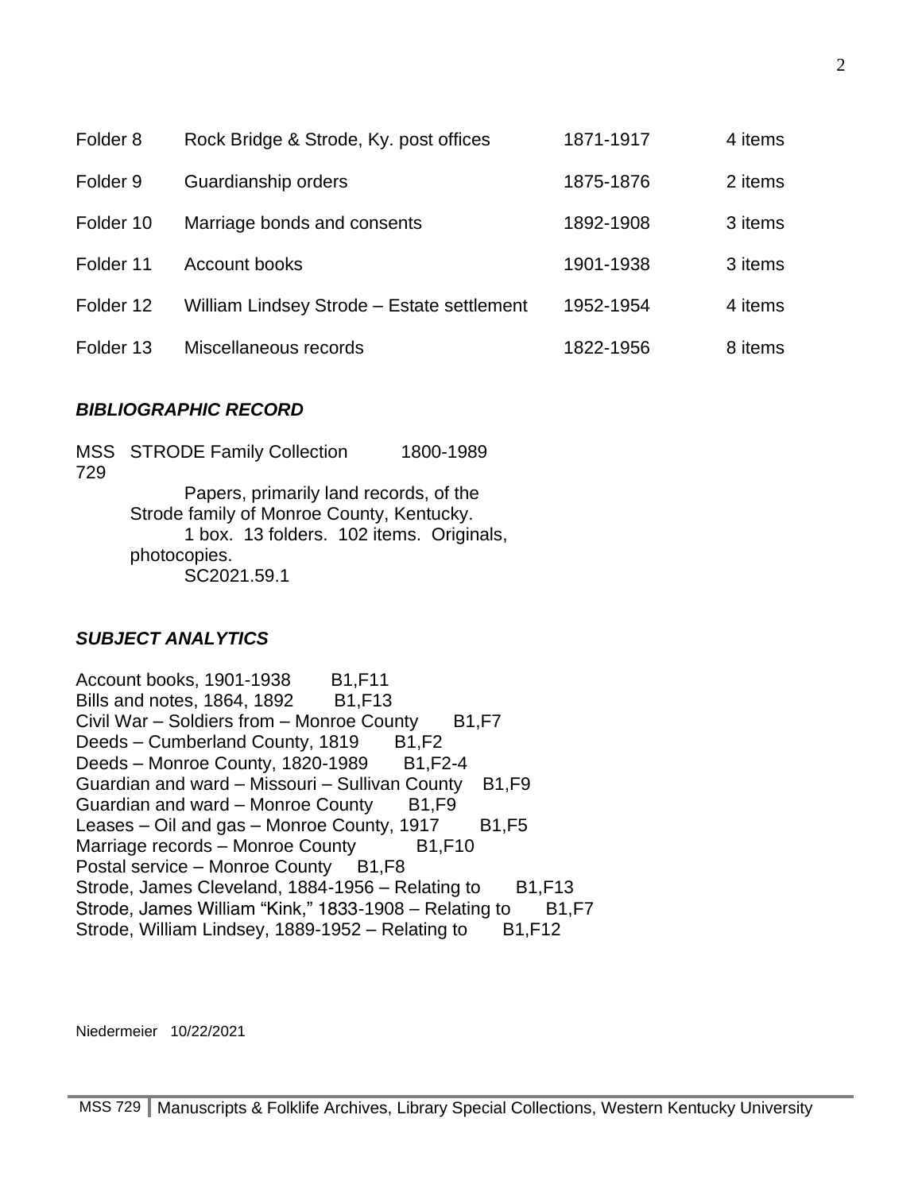| | | | |
|---|---|---|---|
| Folder 8 | Rock Bridge & Strode, Ky. post offices | 1871-1917 | 4 items |
| Folder 9 | Guardianship orders | 1875-1876 | 2 items |
| Folder 10 | Marriage bonds and consents | 1892-1908 | 3 items |
| Folder 11 | Account books | 1901-1938 | 3 items |
| Folder 12 | William Lindsey Strode – Estate settlement | 1952-1954 | 4 items |
| Folder 13 | Miscellaneous records | 1822-1956 | 8 items |

### *BIBLIOGRAPHIC RECORD*

MSS 729 STRODE Family Collection 1800-1989

Papers, primarily land records, of the Strode family of Monroe County, Kentucky.

1 box. 13 folders. 102 items. Originals, photocopies.

SC2021.59.1

### *SUBJECT ANALYTICS*

Account books, 1901-1938 B1,F11
Bills and notes, 1864, 1892 B1,F13
Civil War – Soldiers from – Monroe County B1,F7
Deeds – Cumberland County, 1819 B1,F2
Deeds – Monroe County, 1820-1989 B1,F2-4
Guardian and ward – Missouri – Sullivan County B1,F9
Guardian and ward – Monroe County B1,F9
Leases – Oil and gas – Monroe County, 1917 B1,F5
Marriage records – Monroe County B1,F10
Postal service – Monroe County B1,F8
Strode, James Cleveland, 1884-1956 – Relating to B1,F13
Strode, James William "Kink," 1833-1908 – Relating to B1,F7
Strode, William Lindsey, 1889-1952 – Relating to B1,F12

Niedermeier 10/22/2021